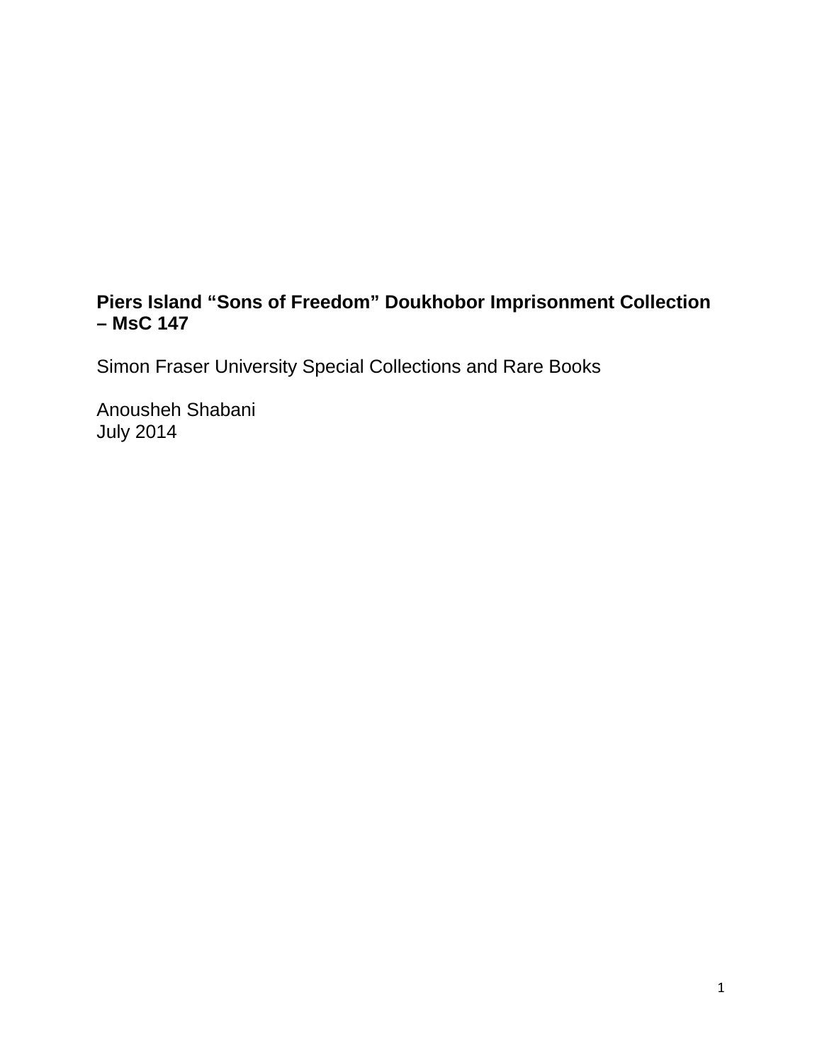**Piers Island “Sons of Freedom” Doukhobor Imprisonment Collection – MsC 147**

Simon Fraser University Special Collections and Rare Books

Anousheh Shabani
July 2014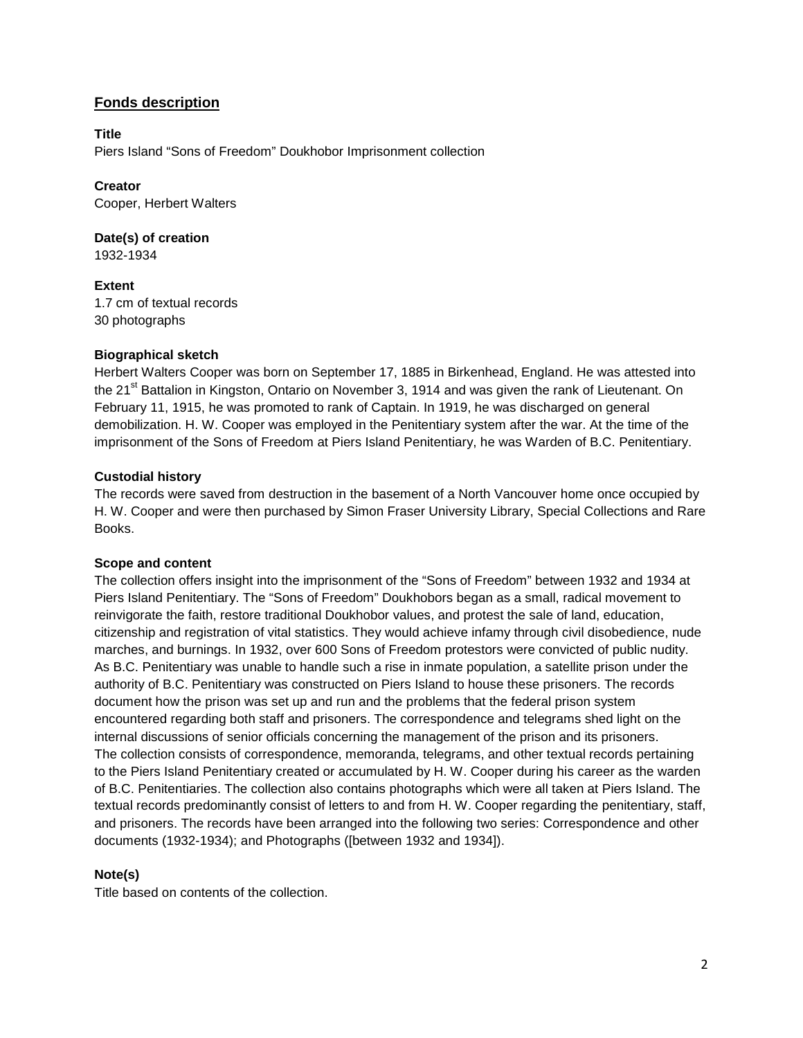## Fonds description

**Title**

Piers Island "Sons of Freedom" Doukhobor Imprisonment collection

**Creator**

Cooper, Herbert Walters

**Date(s) of creation**

1932-1934

**Extent**

1.7 cm of textual records

30 photographs

**Biographical sketch**

Herbert Walters Cooper was born on September 17, 1885 in Birkenhead, England. He was attested into the 21st Battalion in Kingston, Ontario on November 3, 1914 and was given the rank of Lieutenant. On February 11, 1915, he was promoted to rank of Captain. In 1919, he was discharged on general demobilization. H. W. Cooper was employed in the Penitentiary system after the war. At the time of the imprisonment of the Sons of Freedom at Piers Island Penitentiary, he was Warden of B.C. Penitentiary.

**Custodial history**

The records were saved from destruction in the basement of a North Vancouver home once occupied by H. W. Cooper and were then purchased by Simon Fraser University Library, Special Collections and Rare Books.

**Scope and content**

The collection offers insight into the imprisonment of the "Sons of Freedom" between 1932 and 1934 at Piers Island Penitentiary. The "Sons of Freedom" Doukhobors began as a small, radical movement to reinvigorate the faith, restore traditional Doukhobor values, and protest the sale of land, education, citizenship and registration of vital statistics. They would achieve infamy through civil disobedience, nude marches, and burnings. In 1932, over 600 Sons of Freedom protestors were convicted of public nudity. As B.C. Penitentiary was unable to handle such a rise in inmate population, a satellite prison under the authority of B.C. Penitentiary was constructed on Piers Island to house these prisoners. The records document how the prison was set up and run and the problems that the federal prison system encountered regarding both staff and prisoners. The correspondence and telegrams shed light on the internal discussions of senior officials concerning the management of the prison and its prisoners.

The collection consists of correspondence, memoranda, telegrams, and other textual records pertaining to the Piers Island Penitentiary created or accumulated by H. W. Cooper during his career as the warden of B.C. Penitentiaries. The collection also contains photographs which were all taken at Piers Island. The textual records predominantly consist of letters to and from H. W. Cooper regarding the penitentiary, staff, and prisoners. The records have been arranged into the following two series: Correspondence and other documents (1932-1934); and Photographs ([between 1932 and 1934]).

**Note(s)**

Title based on contents of the collection.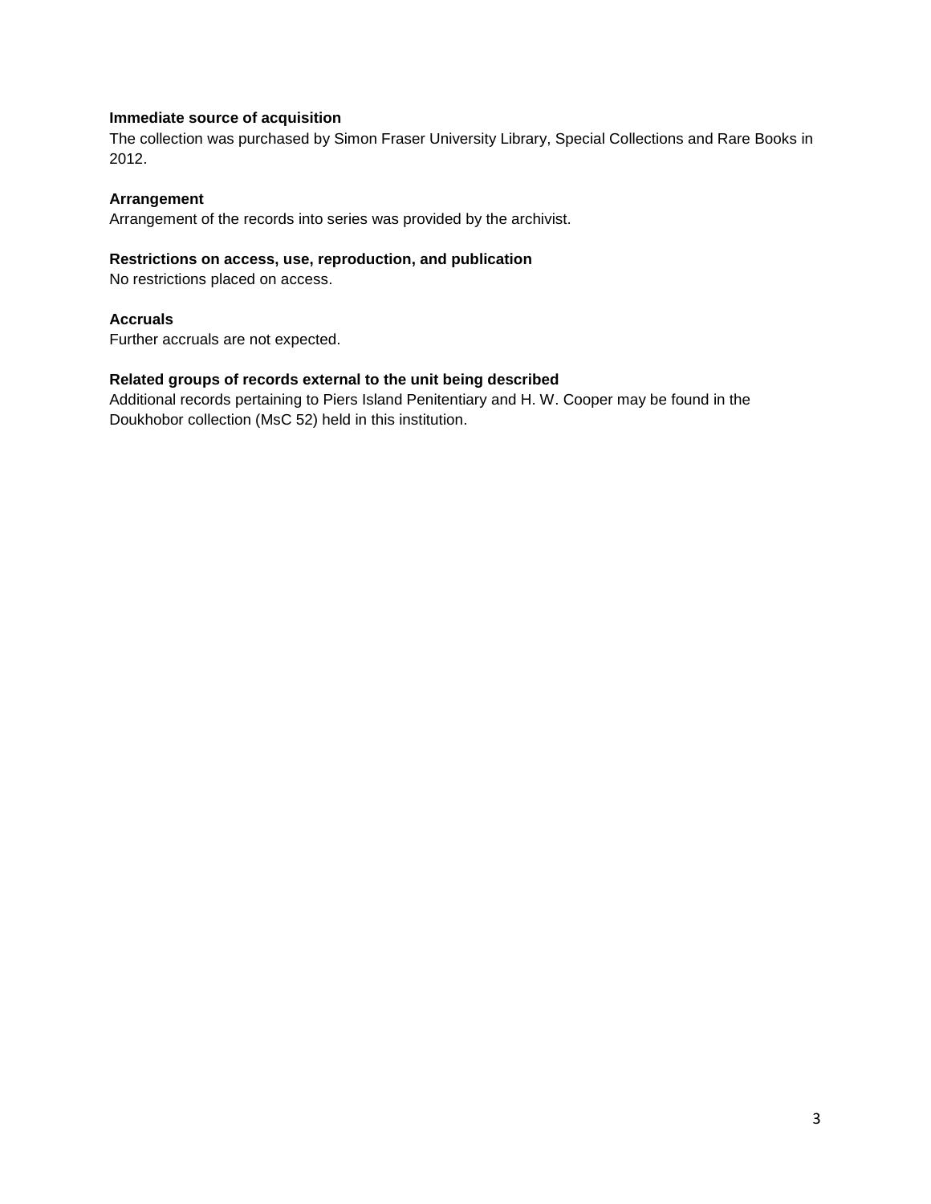**Immediate source of acquisition**
The collection was purchased by Simon Fraser University Library, Special Collections and Rare Books in 2012.

**Arrangement**
Arrangement of the records into series was provided by the archivist.

**Restrictions on access, use, reproduction, and publication**
No restrictions placed on access.

**Accruals**
Further accruals are not expected.

**Related groups of records external to the unit being described**
Additional records pertaining to Piers Island Penitentiary and H. W. Cooper may be found in the Doukhobor collection (MsC 52) held in this institution.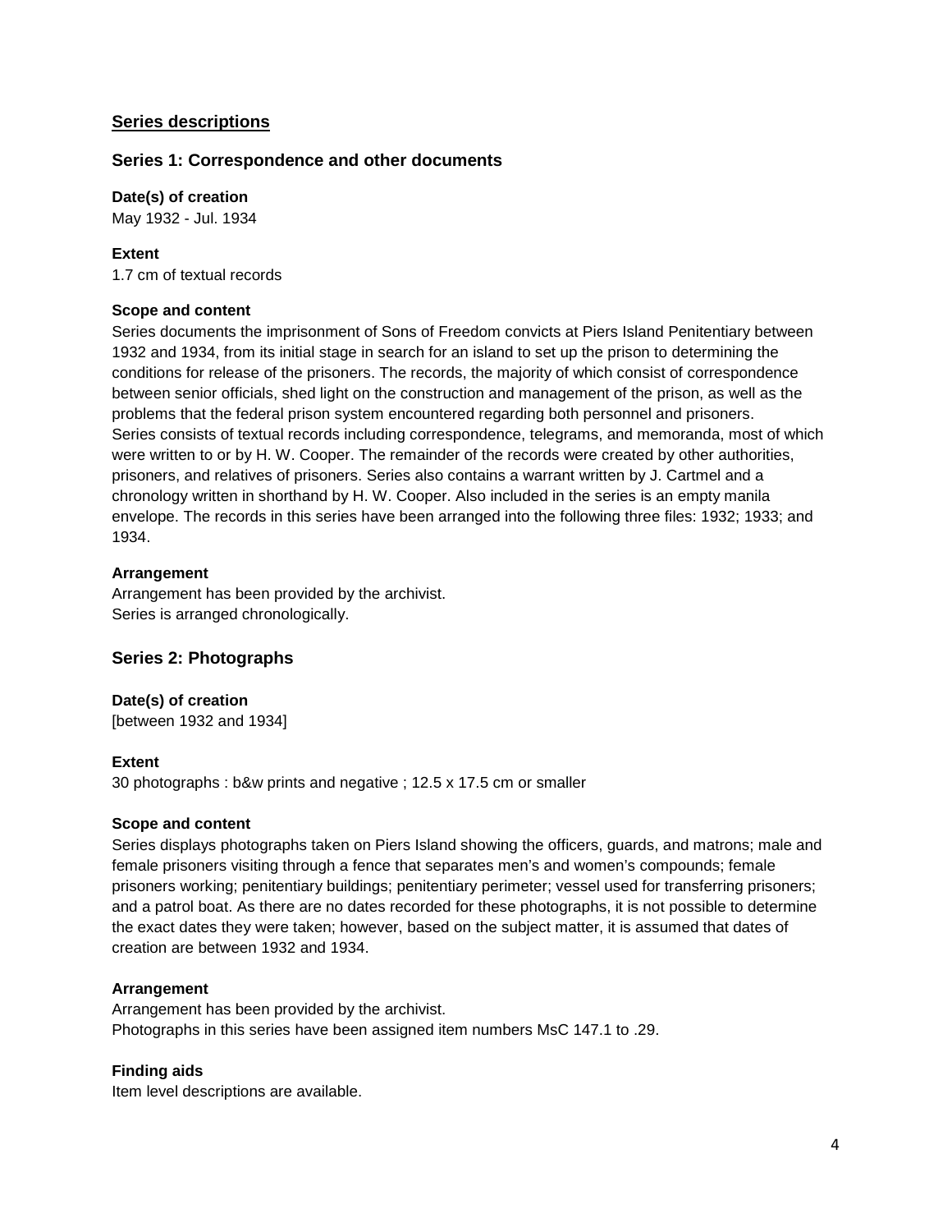## Series descriptions

### Series 1: Correspondence and other documents

**Date(s) of creation**
May 1932 - Jul. 1934

**Extent**
1.7 cm of textual records

**Scope and content**
Series documents the imprisonment of Sons of Freedom convicts at Piers Island Penitentiary between 1932 and 1934, from its initial stage in search for an island to set up the prison to determining the conditions for release of the prisoners. The records, the majority of which consist of correspondence between senior officials, shed light on the construction and management of the prison, as well as the problems that the federal prison system encountered regarding both personnel and prisoners.
Series consists of textual records including correspondence, telegrams, and memoranda, most of which were written to or by H. W. Cooper. The remainder of the records were created by other authorities, prisoners, and relatives of prisoners. Series also contains a warrant written by J. Cartmel and a chronology written in shorthand by H. W. Cooper. Also included in the series is an empty manila envelope. The records in this series have been arranged into the following three files: 1932; 1933; and 1934.

**Arrangement**
Arrangement has been provided by the archivist.
Series is arranged chronologically.

### Series 2: Photographs

**Date(s) of creation**
[between 1932 and 1934]

**Extent**
30 photographs : b&w prints and negative ; 12.5 x 17.5 cm or smaller

**Scope and content**
Series displays photographs taken on Piers Island showing the officers, guards, and matrons; male and female prisoners visiting through a fence that separates men's and women's compounds; female prisoners working; penitentiary buildings; penitentiary perimeter; vessel used for transferring prisoners; and a patrol boat. As there are no dates recorded for these photographs, it is not possible to determine the exact dates they were taken; however, based on the subject matter, it is assumed that dates of creation are between 1932 and 1934.

**Arrangement**
Arrangement has been provided by the archivist.
Photographs in this series have been assigned item numbers MsC 147.1 to .29.

**Finding aids**
Item level descriptions are available.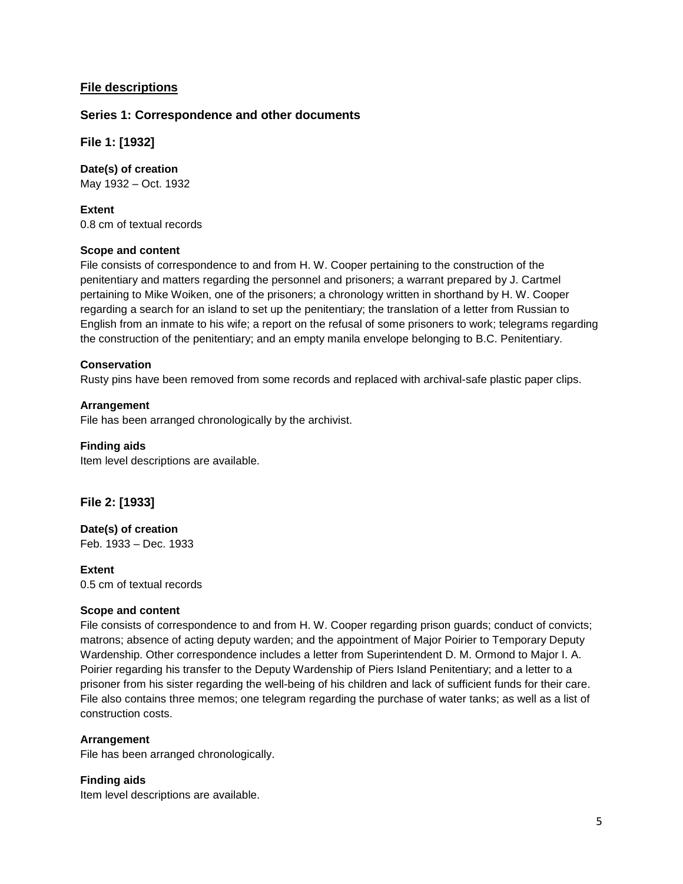## File descriptions

### Series 1: Correspondence and other documents

### File 1: [1932]

**Date(s) of creation**
May 1932 – Oct. 1932

**Extent**
0.8 cm of textual records

**Scope and content**
File consists of correspondence to and from H. W. Cooper pertaining to the construction of the penitentiary and matters regarding the personnel and prisoners; a warrant prepared by J. Cartmel pertaining to Mike Woiken, one of the prisoners; a chronology written in shorthand by H. W. Cooper regarding a search for an island to set up the penitentiary; the translation of a letter from Russian to English from an inmate to his wife; a report on the refusal of some prisoners to work; telegrams regarding the construction of the penitentiary; and an empty manila envelope belonging to B.C. Penitentiary.

**Conservation**
Rusty pins have been removed from some records and replaced with archival-safe plastic paper clips.

**Arrangement**
File has been arranged chronologically by the archivist.

**Finding aids**
Item level descriptions are available.

### File 2: [1933]

**Date(s) of creation**
Feb. 1933 – Dec. 1933

**Extent**
0.5 cm of textual records

**Scope and content**
File consists of correspondence to and from H. W. Cooper regarding prison guards; conduct of convicts; matrons; absence of acting deputy warden; and the appointment of Major Poirier to Temporary Deputy Wardenship. Other correspondence includes a letter from Superintendent D. M. Ormond to Major I. A. Poirier regarding his transfer to the Deputy Wardenship of Piers Island Penitentiary; and a letter to a prisoner from his sister regarding the well-being of his children and lack of sufficient funds for their care. File also contains three memos; one telegram regarding the purchase of water tanks; as well as a list of construction costs.

**Arrangement**
File has been arranged chronologically.

**Finding aids**
Item level descriptions are available.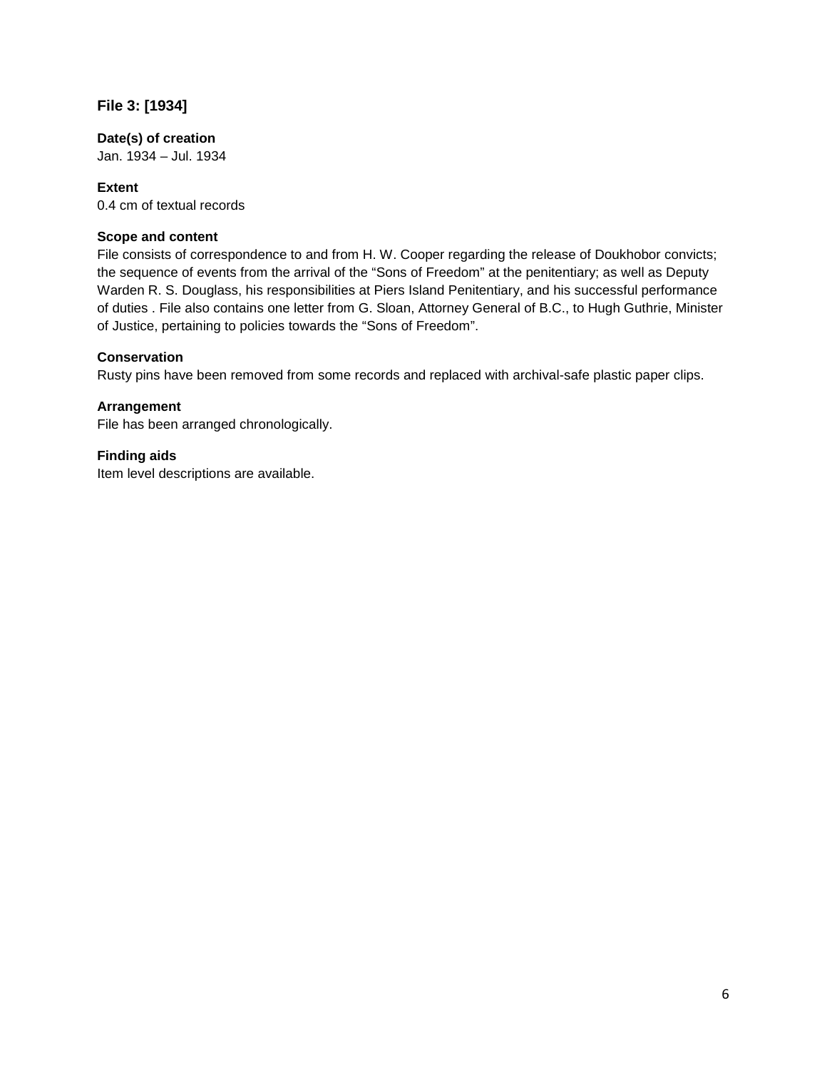## File 3: [1934]

**Date(s) of creation**
Jan. 1934 – Jul. 1934

**Extent**
0.4 cm of textual records

**Scope and content**
File consists of correspondence to and from H. W. Cooper regarding the release of Doukhobor convicts; the sequence of events from the arrival of the "Sons of Freedom" at the penitentiary; as well as Deputy Warden R. S. Douglass, his responsibilities at Piers Island Penitentiary, and his successful performance of duties . File also contains one letter from G. Sloan, Attorney General of B.C., to Hugh Guthrie, Minister of Justice, pertaining to policies towards the "Sons of Freedom".

**Conservation**
Rusty pins have been removed from some records and replaced with archival-safe plastic paper clips.

**Arrangement**
File has been arranged chronologically.

**Finding aids**
Item level descriptions are available.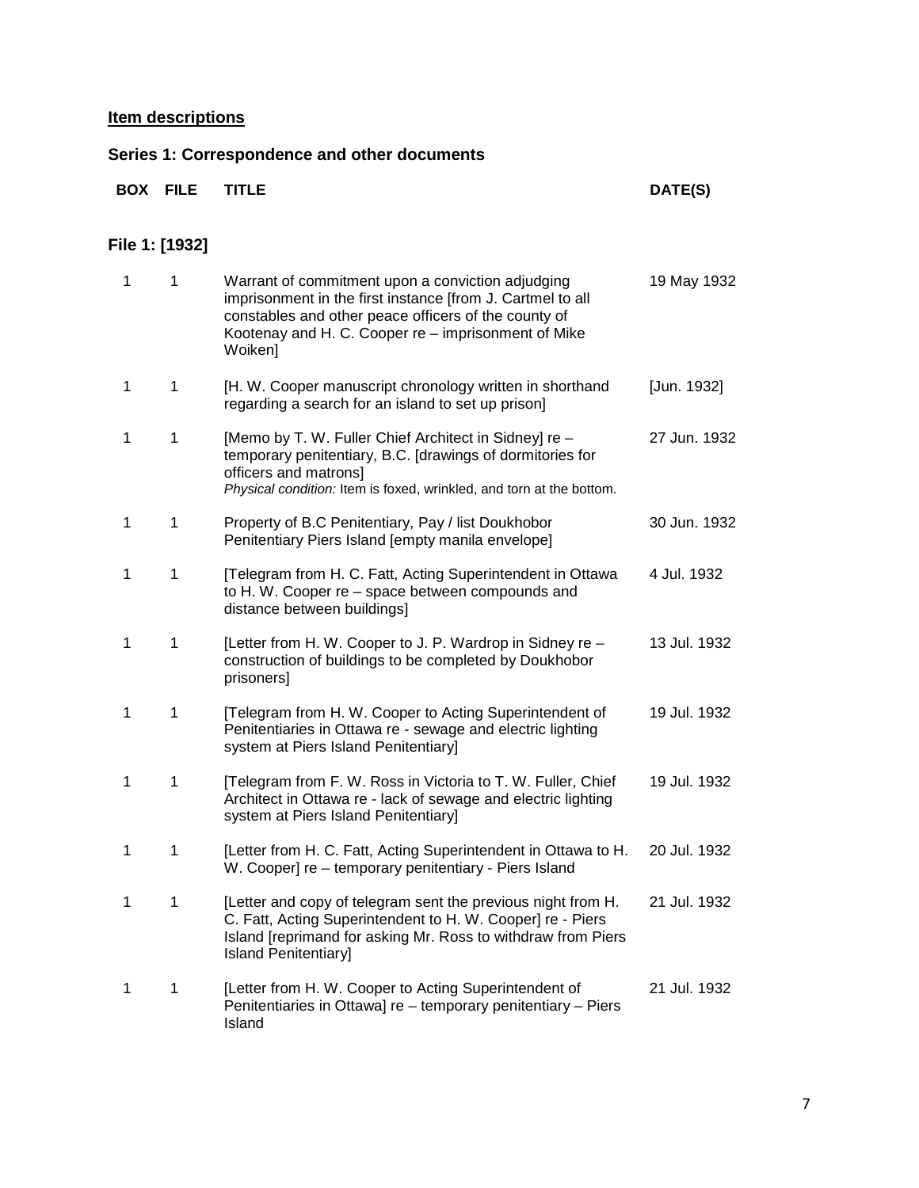## Item descriptions

### Series 1: Correspondence and other documents

| BOX | FILE | TITLE | DATE(S) |
|---|---|---|---|

#### File 1: [1932]

| BOX | FILE | TITLE | DATE(S) |
|---|---|---|---|
| 1 | 1 | Warrant of commitment upon a conviction adjudging imprisonment in the first instance [from J. Cartmel to all constables and other peace officers of the county of Kootenay and H. C. Cooper re – imprisonment of Mike Woiken] | 19 May 1932 |
| 1 | 1 | [H. W. Cooper manuscript chronology written in shorthand regarding a search for an island to set up prison] | [Jun. 1932] |
| 1 | 1 | [Memo by T. W. Fuller Chief Architect in Sidney] re – temporary penitentiary, B.C. [drawings of dormitories for officers and matrons] *Physical condition:* Item is foxed, wrinkled, and torn at the bottom. | 27 Jun. 1932 |
| 1 | 1 | Property of B.C Penitentiary, Pay / list Doukhobor Penitentiary Piers Island [empty manila envelope] | 30 Jun. 1932 |
| 1 | 1 | [Telegram from H. C. Fatt, Acting Superintendent in Ottawa to H. W. Cooper re – space between compounds and distance between buildings] | 4 Jul. 1932 |
| 1 | 1 | [Letter from H. W. Cooper to J. P. Wardrop in Sidney re – construction of buildings to be completed by Doukhobor prisoners] | 13 Jul. 1932 |
| 1 | 1 | [Telegram from H. W. Cooper to Acting Superintendent of Penitentiaries in Ottawa re - sewage and electric lighting system at Piers Island Penitentiary] | 19 Jul. 1932 |
| 1 | 1 | [Telegram from F. W. Ross in Victoria to T. W. Fuller, Chief Architect in Ottawa re - lack of sewage and electric lighting system at Piers Island Penitentiary] | 19 Jul. 1932 |
| 1 | 1 | [Letter from H. C. Fatt, Acting Superintendent in Ottawa to H. W. Cooper] re – temporary penitentiary - Piers Island | 20 Jul. 1932 |
| 1 | 1 | [Letter and copy of telegram sent the previous night from H. C. Fatt, Acting Superintendent to H. W. Cooper] re - Piers Island [reprimand for asking Mr. Ross to withdraw from Piers Island Penitentiary] | 21 Jul. 1932 |
| 1 | 1 | [Letter from H. W. Cooper to Acting Superintendent of Penitentiaries in Ottawa] re – temporary penitentiary – Piers Island | 21 Jul. 1932 |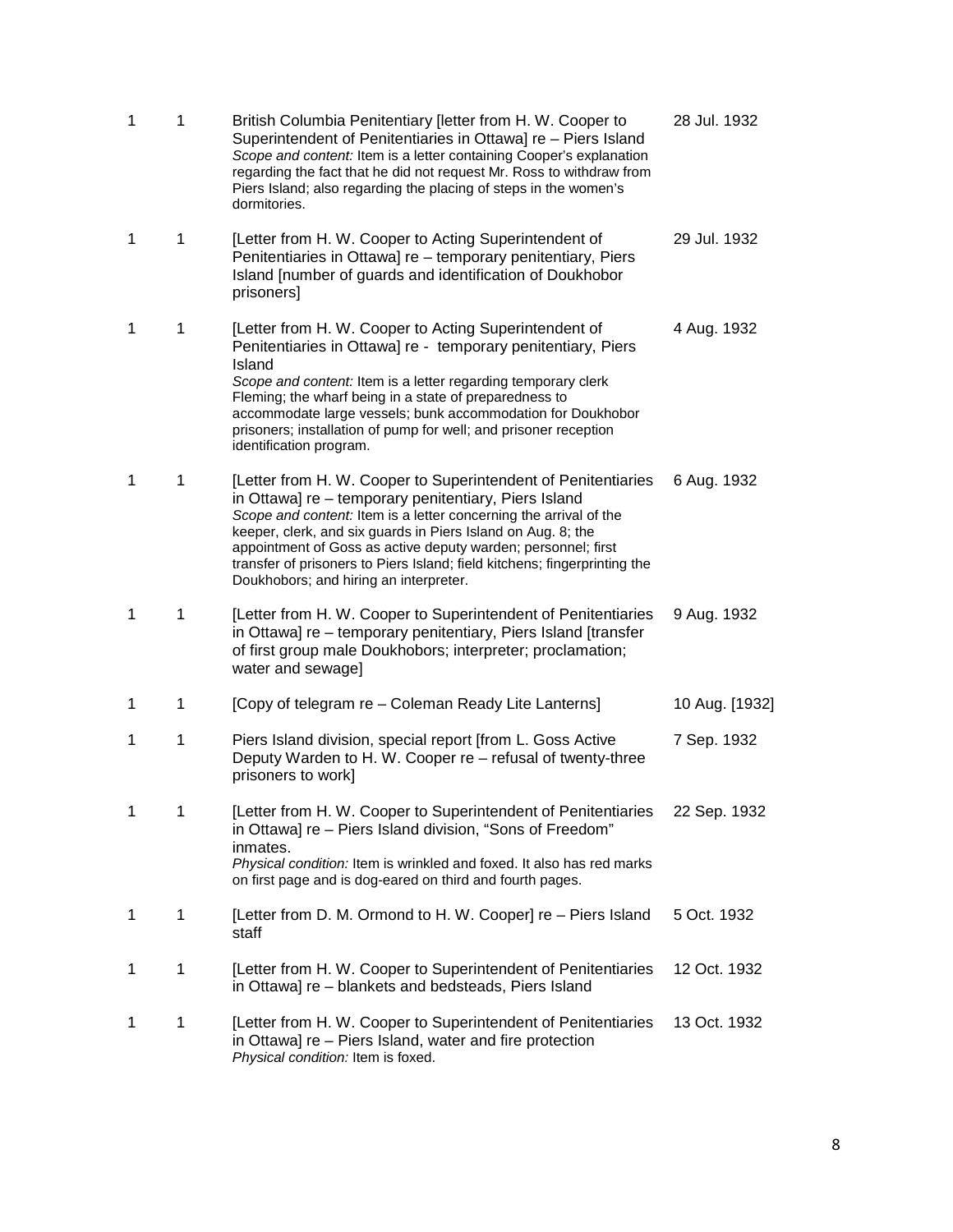| | | | |
|---|---|---|---|
| 1 | 1 | British Columbia Penitentiary [letter from H. W. Cooper to Superintendent of Penitentiaries in Ottawa] re – Piers Island<br>*Scope and content:* Item is a letter containing Cooper's explanation regarding the fact that he did not request Mr. Ross to withdraw from Piers Island; also regarding the placing of steps in the women's dormitories. | 28 Jul. 1932 |
| 1 | 1 | [Letter from H. W. Cooper to Acting Superintendent of Penitentiaries in Ottawa] re – temporary penitentiary, Piers Island [number of guards and identification of Doukhobor prisoners] | 29 Jul. 1932 |
| 1 | 1 | [Letter from H. W. Cooper to Acting Superintendent of Penitentiaries in Ottawa] re - temporary penitentiary, Piers Island<br>*Scope and content:* Item is a letter regarding temporary clerk Fleming; the wharf being in a state of preparedness to accommodate large vessels; bunk accommodation for Doukhobor prisoners; installation of pump for well; and prisoner reception identification program. | 4 Aug. 1932 |
| 1 | 1 | [Letter from H. W. Cooper to Superintendent of Penitentiaries in Ottawa] re – temporary penitentiary, Piers Island<br>*Scope and content:* Item is a letter concerning the arrival of the keeper, clerk, and six guards in Piers Island on Aug. 8; the appointment of Goss as active deputy warden; personnel; first transfer of prisoners to Piers Island; field kitchens; fingerprinting the Doukhobors; and hiring an interpreter. | 6 Aug. 1932 |
| 1 | 1 | [Letter from H. W. Cooper to Superintendent of Penitentiaries in Ottawa] re – temporary penitentiary, Piers Island [transfer of first group male Doukhobors; interpreter; proclamation; water and sewage] | 9 Aug. 1932 |
| 1 | 1 | [Copy of telegram re – Coleman Ready Lite Lanterns] | 10 Aug. [1932] |
| 1 | 1 | Piers Island division, special report [from L. Goss Active Deputy Warden to H. W. Cooper re – refusal of twenty-three prisoners to work] | 7 Sep. 1932 |
| 1 | 1 | [Letter from H. W. Cooper to Superintendent of Penitentiaries in Ottawa] re – Piers Island division, "Sons of Freedom" inmates.<br>*Physical condition:* Item is wrinkled and foxed. It also has red marks on first page and is dog-eared on third and fourth pages. | 22 Sep. 1932 |
| 1 | 1 | [Letter from D. M. Ormond to H. W. Cooper] re – Piers Island staff | 5 Oct. 1932 |
| 1 | 1 | [Letter from H. W. Cooper to Superintendent of Penitentiaries in Ottawa] re – blankets and bedsteads, Piers Island | 12 Oct. 1932 |
| 1 | 1 | [Letter from H. W. Cooper to Superintendent of Penitentiaries in Ottawa] re – Piers Island, water and fire protection<br>*Physical condition:* Item is foxed. | 13 Oct. 1932 |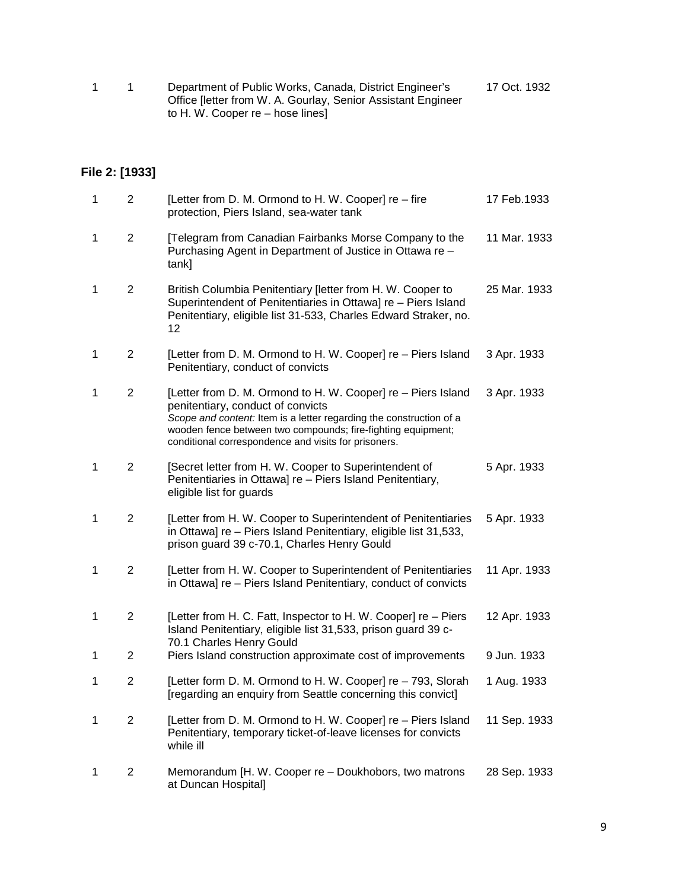| | | | |
|---|---|---|---|
| 1 | 1 | Department of Public Works, Canada, District Engineer's Office [letter from W. A. Gourlay, Senior Assistant Engineer to H. W. Cooper re – hose lines] | 17 Oct. 1932 |

**File 2: [1933]**

| | | | |
|---|---|---|---|
| 1 | 2 | [Letter from D. M. Ormond to H. W. Cooper] re – fire protection, Piers Island, sea-water tank | 17 Feb.1933 |
| 1 | 2 | [Telegram from Canadian Fairbanks Morse Company to the Purchasing Agent in Department of Justice in Ottawa re – tank] | 11 Mar. 1933 |
| 1 | 2 | British Columbia Penitentiary [letter from H. W. Cooper to Superintendent of Penitentiaries in Ottawa] re – Piers Island Penitentiary, eligible list 31-533, Charles Edward Straker, no. 12 | 25 Mar. 1933 |
| 1 | 2 | [Letter from D. M. Ormond to H. W. Cooper] re – Piers Island Penitentiary, conduct of convicts | 3 Apr. 1933 |
| 1 | 2 | [Letter from D. M. Ormond to H. W. Cooper] re – Piers Island penitentiary, conduct of convicts<br>*Scope and content:* Item is a letter regarding the construction of a wooden fence between two compounds; fire-fighting equipment; conditional correspondence and visits for prisoners. | 3 Apr. 1933 |
| 1 | 2 | [Secret letter from H. W. Cooper to Superintendent of Penitentiaries in Ottawa] re – Piers Island Penitentiary, eligible list for guards | 5 Apr. 1933 |
| 1 | 2 | [Letter from H. W. Cooper to Superintendent of Penitentiaries in Ottawa] re – Piers Island Penitentiary, eligible list 31,533, prison guard 39 c-70.1, Charles Henry Gould | 5 Apr. 1933 |
| 1 | 2 | [Letter from H. W. Cooper to Superintendent of Penitentiaries in Ottawa] re – Piers Island Penitentiary, conduct of convicts | 11 Apr. 1933 |
| 1 | 2 | [Letter from H. C. Fatt, Inspector to H. W. Cooper] re – Piers Island Penitentiary, eligible list 31,533, prison guard 39 c-70.1 Charles Henry Gould | 12 Apr. 1933 |
| 1 | 2 | Piers Island construction approximate cost of improvements | 9 Jun. 1933 |
| 1 | 2 | [Letter form D. M. Ormond to H. W. Cooper] re – 793, Slorah [regarding an enquiry from Seattle concerning this convict] | 1 Aug. 1933 |
| 1 | 2 | [Letter from D. M. Ormond to H. W. Cooper] re – Piers Island Penitentiary, temporary ticket-of-leave licenses for convicts while ill | 11 Sep. 1933 |
| 1 | 2 | Memorandum [H. W. Cooper re – Doukhobors, two matrons at Duncan Hospital] | 28 Sep. 1933 |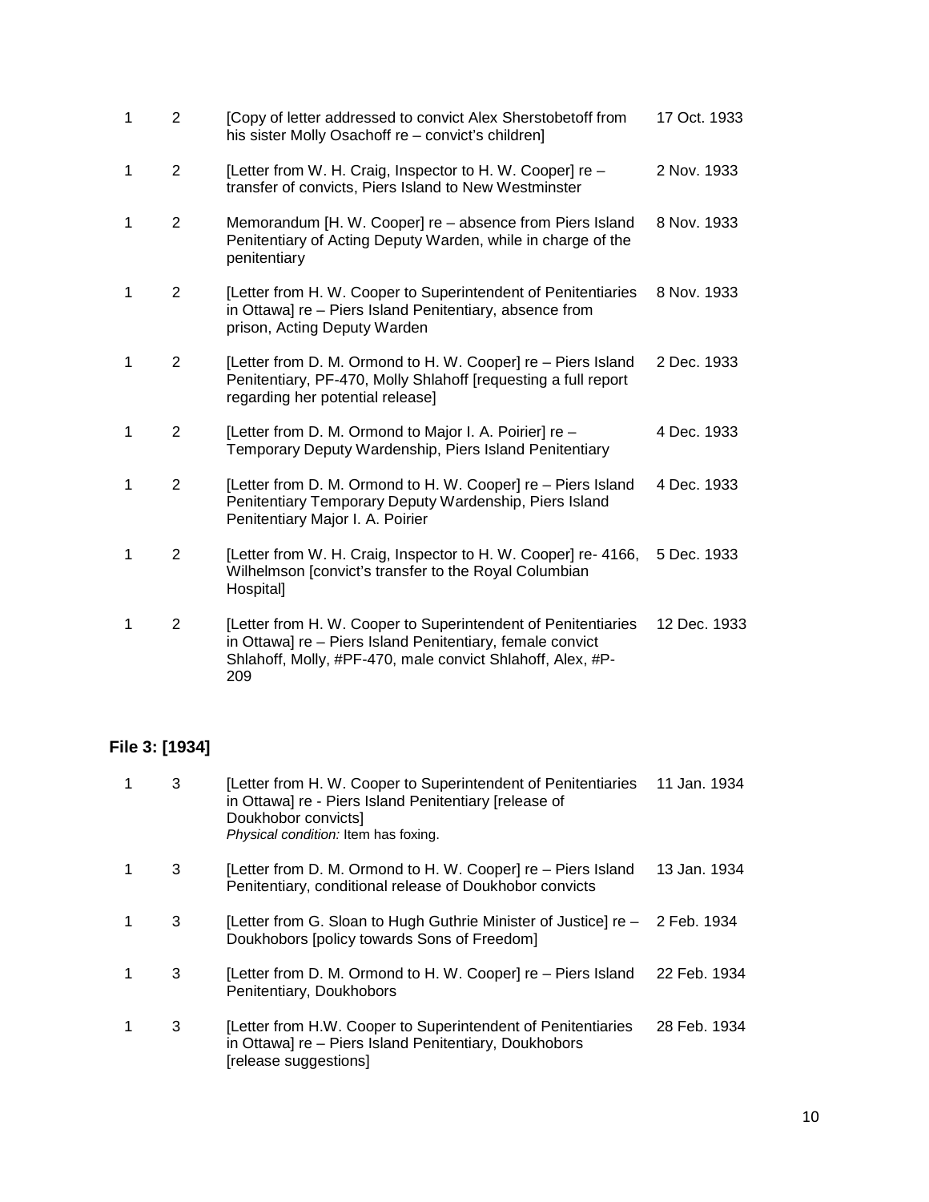| | | | |
|---|---|---|---|
| 1 | 2 | [Copy of letter addressed to convict Alex Sherstobetoff from his sister Molly Osachoff re – convict's children] | 17 Oct. 1933 |
| 1 | 2 | [Letter from W. H. Craig, Inspector to H. W. Cooper] re – transfer of convicts, Piers Island to New Westminster | 2 Nov. 1933 |
| 1 | 2 | Memorandum [H. W. Cooper] re – absence from Piers Island Penitentiary of Acting Deputy Warden, while in charge of the penitentiary | 8 Nov. 1933 |
| 1 | 2 | [Letter from H. W. Cooper to Superintendent of Penitentiaries in Ottawa] re – Piers Island Penitentiary, absence from prison, Acting Deputy Warden | 8 Nov. 1933 |
| 1 | 2 | [Letter from D. M. Ormond to H. W. Cooper] re – Piers Island Penitentiary, PF-470, Molly Shlahoff [requesting a full report regarding her potential release] | 2 Dec. 1933 |
| 1 | 2 | [Letter from D. M. Ormond to Major I. A. Poirier] re – Temporary Deputy Wardenship, Piers Island Penitentiary | 4 Dec. 1933 |
| 1 | 2 | [Letter from D. M. Ormond to H. W. Cooper] re – Piers Island Penitentiary Temporary Deputy Wardenship, Piers Island Penitentiary Major I. A. Poirier | 4 Dec. 1933 |
| 1 | 2 | [Letter from W. H. Craig, Inspector to H. W. Cooper] re- 4166, Wilhelmson [convict's transfer to the Royal Columbian Hospital] | 5 Dec. 1933 |
| 1 | 2 | [Letter from H. W. Cooper to Superintendent of Penitentiaries in Ottawa] re – Piers Island Penitentiary, female convict Shlahoff, Molly, #PF-470, male convict Shlahoff, Alex, #P-209 | 12 Dec. 1933 |

### File 3: [1934]

| | | | |
|---|---|---|---|
| 1 | 3 | [Letter from H. W. Cooper to Superintendent of Penitentiaries in Ottawa] re - Piers Island Penitentiary [release of Doukhobor convicts]<br>*Physical condition:* Item has foxing. | 11 Jan. 1934 |
| 1 | 3 | [Letter from D. M. Ormond to H. W. Cooper] re – Piers Island Penitentiary, conditional release of Doukhobor convicts | 13 Jan. 1934 |
| 1 | 3 | [Letter from G. Sloan to Hugh Guthrie Minister of Justice] re – Doukhobors [policy towards Sons of Freedom] | 2 Feb. 1934 |
| 1 | 3 | [Letter from D. M. Ormond to H. W. Cooper] re – Piers Island Penitentiary, Doukhobors | 22 Feb. 1934 |
| 1 | 3 | [Letter from H.W. Cooper to Superintendent of Penitentiaries in Ottawa] re – Piers Island Penitentiary, Doukhobors [release suggestions] | 28 Feb. 1934 |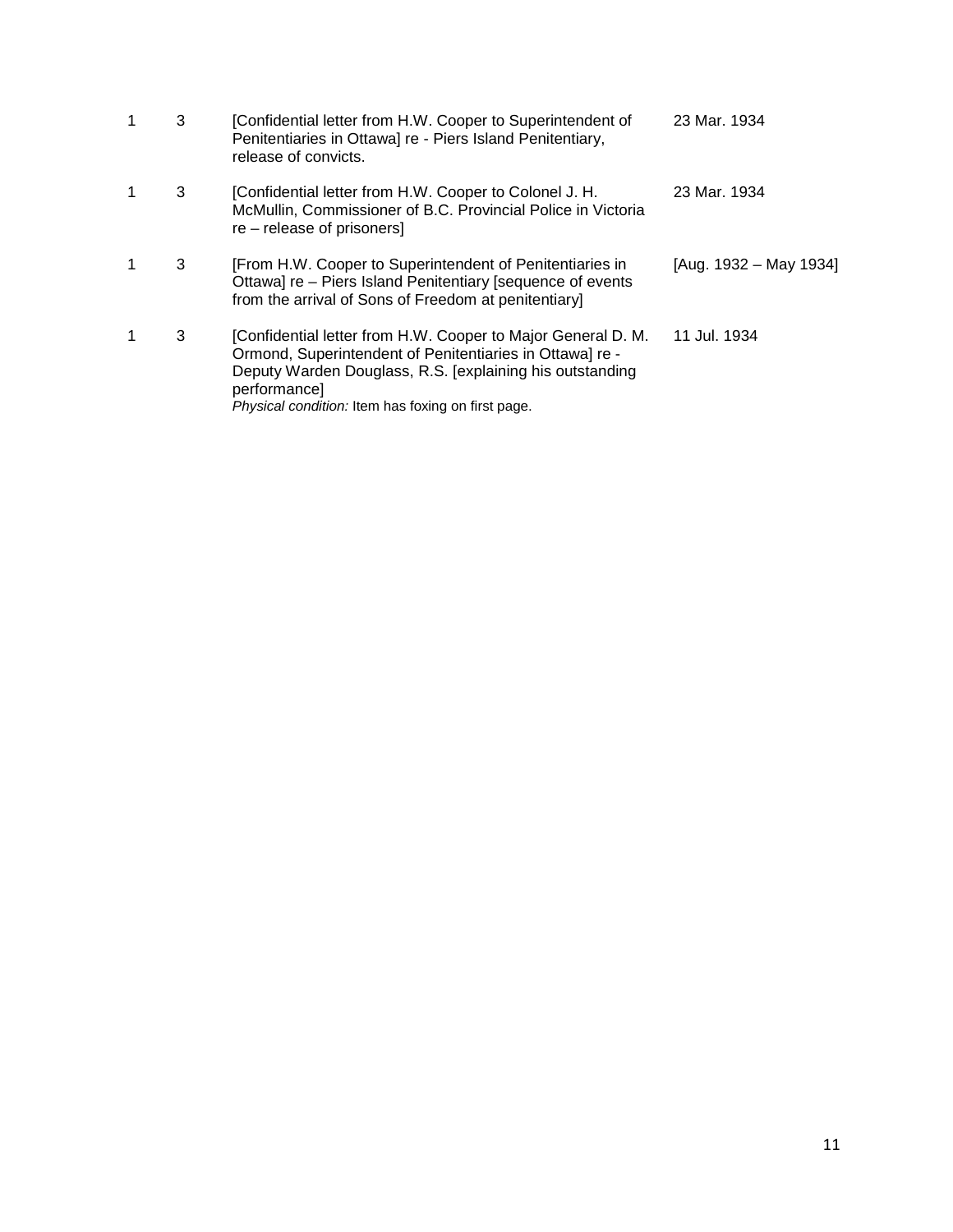| | | | |
|---|---|---|---|
| 1 | 3 | [Confidential letter from H.W. Cooper to Superintendent of Penitentiaries in Ottawa] re - Piers Island Penitentiary, release of convicts. | 23 Mar. 1934 |
| 1 | 3 | [Confidential letter from H.W. Cooper to Colonel J. H. McMullin, Commissioner of B.C. Provincial Police in Victoria re – release of prisoners] | 23 Mar. 1934 |
| 1 | 3 | [From H.W. Cooper to Superintendent of Penitentiaries in Ottawa] re – Piers Island Penitentiary [sequence of events from the arrival of Sons of Freedom at penitentiary] | [Aug. 1932 – May 1934] |
| 1 | 3 | [Confidential letter from H.W. Cooper to Major General D. M. Ormond, Superintendent of Penitentiaries in Ottawa] re - Deputy Warden Douglass, R.S. [explaining his outstanding performance]<br>*Physical condition:* Item has foxing on first page. | 11 Jul. 1934 |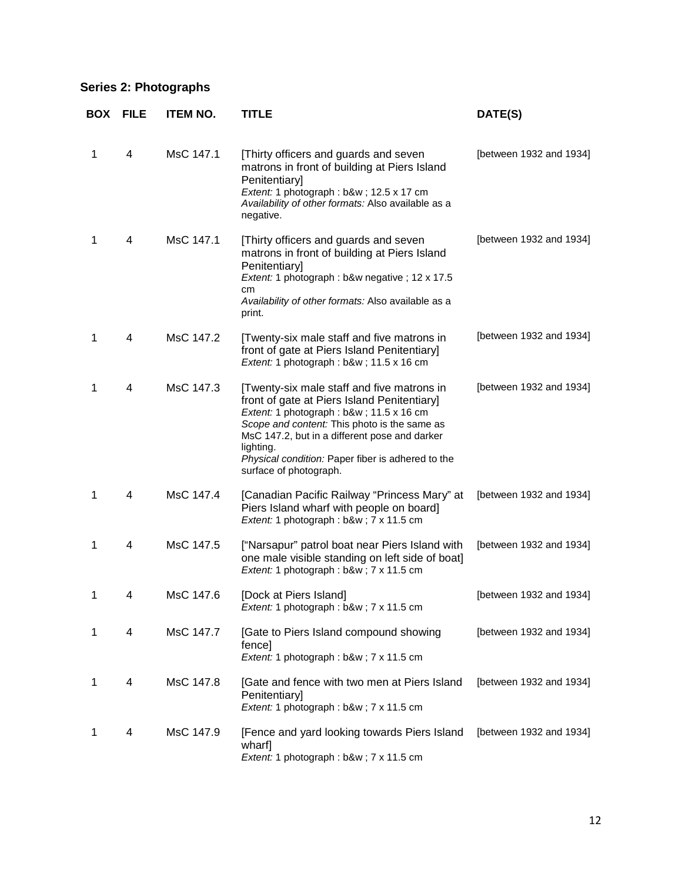## Series 2: Photographs

| BOX | FILE | ITEM NO. | TITLE | DATE(S) |
|---|---|---|---|---|
| 1 | 4 | MsC 147.1 | [Thirty officers and guards and seven matrons in front of building at Piers Island Penitentiary]<br>*Extent:* 1 photograph : b&w ; 12.5 x 17 cm<br>*Availability of other formats:* Also available as a negative. | [between 1932 and 1934] |
| 1 | 4 | MsC 147.1 | [Thirty officers and guards and seven matrons in front of building at Piers Island Penitentiary]<br>*Extent:* 1 photograph : b&w negative ; 12 x 17.5 cm<br>*Availability of other formats:* Also available as a print. | [between 1932 and 1934] |
| 1 | 4 | MsC 147.2 | [Twenty-six male staff and five matrons in front of gate at Piers Island Penitentiary]<br>*Extent:* 1 photograph : b&w ; 11.5 x 16 cm | [between 1932 and 1934] |
| 1 | 4 | MsC 147.3 | [Twenty-six male staff and five matrons in front of gate at Piers Island Penitentiary]<br>*Extent:* 1 photograph : b&w ; 11.5 x 16 cm<br>*Scope and content:* This photo is the same as MsC 147.2, but in a different pose and darker lighting.<br>*Physical condition:* Paper fiber is adhered to the surface of photograph. | [between 1932 and 1934] |
| 1 | 4 | MsC 147.4 | [Canadian Pacific Railway "Princess Mary" at Piers Island wharf with people on board]<br>*Extent:* 1 photograph : b&w ; 7 x 11.5 cm | [between 1932 and 1934] |
| 1 | 4 | MsC 147.5 | ["Narsapur" patrol boat near Piers Island with one male visible standing on left side of boat]<br>*Extent:* 1 photograph : b&w ; 7 x 11.5 cm | [between 1932 and 1934] |
| 1 | 4 | MsC 147.6 | [Dock at Piers Island]<br>*Extent:* 1 photograph : b&w ; 7 x 11.5 cm | [between 1932 and 1934] |
| 1 | 4 | MsC 147.7 | [Gate to Piers Island compound showing fence]<br>*Extent:* 1 photograph : b&w ; 7 x 11.5 cm | [between 1932 and 1934] |
| 1 | 4 | MsC 147.8 | [Gate and fence with two men at Piers Island Penitentiary]<br>*Extent:* 1 photograph : b&w ; 7 x 11.5 cm | [between 1932 and 1934] |
| 1 | 4 | MsC 147.9 | [Fence and yard looking towards Piers Island wharf]<br>*Extent:* 1 photograph : b&w ; 7 x 11.5 cm | [between 1932 and 1934] |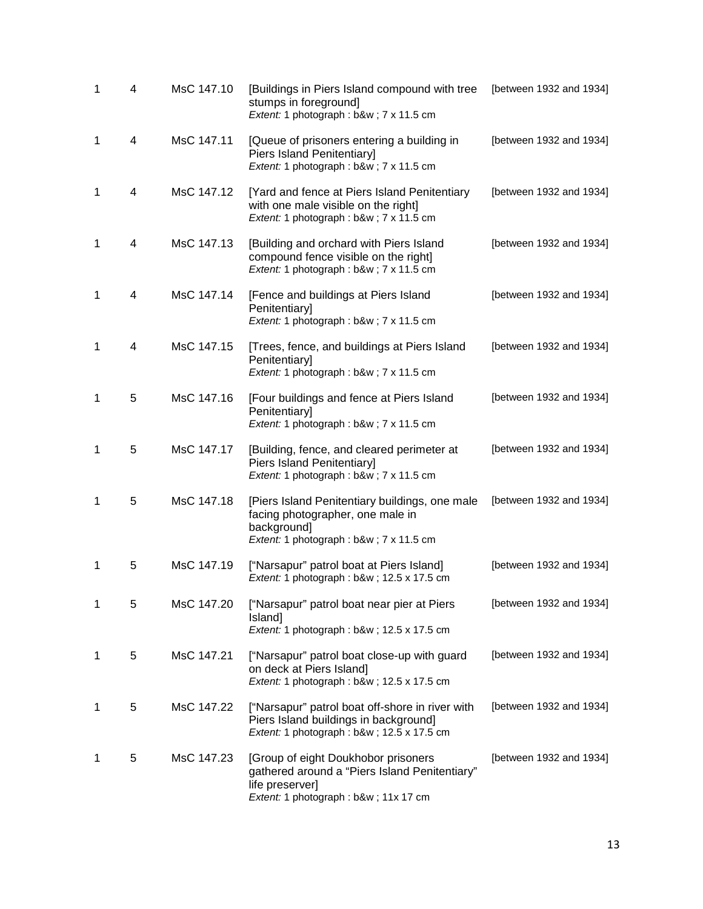| | | | | |
|---|---|---|---|---|
| 1 | 4 | MsC 147.10 | [Buildings in Piers Island compound with tree stumps in foreground]<br>*Extent:* 1 photograph : b&w ; 7 x 11.5 cm | [between 1932 and 1934] |
| 1 | 4 | MsC 147.11 | [Queue of prisoners entering a building in Piers Island Penitentiary]<br>*Extent:* 1 photograph : b&w ; 7 x 11.5 cm | [between 1932 and 1934] |
| 1 | 4 | MsC 147.12 | [Yard and fence at Piers Island Penitentiary with one male visible on the right]<br>*Extent:* 1 photograph : b&w ; 7 x 11.5 cm | [between 1932 and 1934] |
| 1 | 4 | MsC 147.13 | [Building and orchard with Piers Island compound fence visible on the right]<br>*Extent:* 1 photograph : b&w ; 7 x 11.5 cm | [between 1932 and 1934] |
| 1 | 4 | MsC 147.14 | [Fence and buildings at Piers Island Penitentiary]<br>*Extent:* 1 photograph : b&w ; 7 x 11.5 cm | [between 1932 and 1934] |
| 1 | 4 | MsC 147.15 | [Trees, fence, and buildings at Piers Island Penitentiary]<br>*Extent:* 1 photograph : b&w ; 7 x 11.5 cm | [between 1932 and 1934] |
| 1 | 5 | MsC 147.16 | [Four buildings and fence at Piers Island Penitentiary]<br>*Extent:* 1 photograph : b&w ; 7 x 11.5 cm | [between 1932 and 1934] |
| 1 | 5 | MsC 147.17 | [Building, fence, and cleared perimeter at Piers Island Penitentiary]<br>*Extent:* 1 photograph : b&w ; 7 x 11.5 cm | [between 1932 and 1934] |
| 1 | 5 | MsC 147.18 | [Piers Island Penitentiary buildings, one male facing photographer, one male in background]<br>*Extent:* 1 photograph : b&w ; 7 x 11.5 cm | [between 1932 and 1934] |
| 1 | 5 | MsC 147.19 | ["Narsapur" patrol boat at Piers Island]<br>*Extent:* 1 photograph : b&w ; 12.5 x 17.5 cm | [between 1932 and 1934] |
| 1 | 5 | MsC 147.20 | ["Narsapur" patrol boat near pier at Piers Island]<br>*Extent:* 1 photograph : b&w ; 12.5 x 17.5 cm | [between 1932 and 1934] |
| 1 | 5 | MsC 147.21 | ["Narsapur" patrol boat close-up with guard on deck at Piers Island]<br>*Extent:* 1 photograph : b&w ; 12.5 x 17.5 cm | [between 1932 and 1934] |
| 1 | 5 | MsC 147.22 | ["Narsapur" patrol boat off-shore in river with Piers Island buildings in background]<br>*Extent:* 1 photograph : b&w ; 12.5 x 17.5 cm | [between 1932 and 1934] |
| 1 | 5 | MsC 147.23 | [Group of eight Doukhobor prisoners gathered around a "Piers Island Penitentiary" life preserver]<br>*Extent:* 1 photograph : b&w ; 11x 17 cm | [between 1932 and 1934] |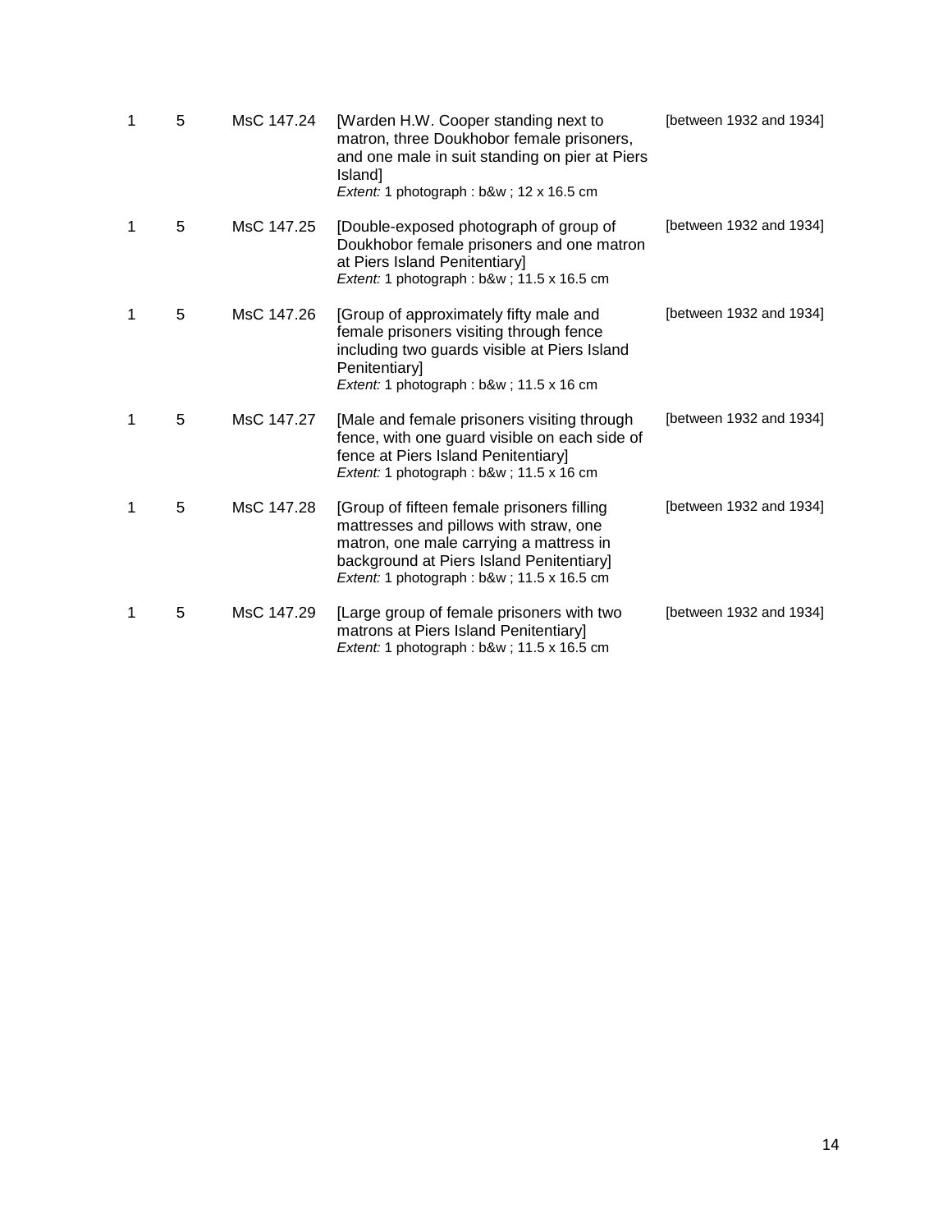| | | | | |
|---|---|---|---|---|
| 1 | 5 | MsC 147.24 | [Warden H.W. Cooper standing next to matron, three Doukhobor female prisoners, and one male in suit standing on pier at Piers Island]<br>*Extent:* 1 photograph : b&w ; 12 x 16.5 cm | [between 1932 and 1934] |
| 1 | 5 | MsC 147.25 | [Double-exposed photograph of group of Doukhobor female prisoners and one matron at Piers Island Penitentiary]<br>*Extent:* 1 photograph : b&w ; 11.5 x 16.5 cm | [between 1932 and 1934] |
| 1 | 5 | MsC 147.26 | [Group of approximately fifty male and female prisoners visiting through fence including two guards visible at Piers Island Penitentiary]<br>*Extent:* 1 photograph : b&w ; 11.5 x 16 cm | [between 1932 and 1934] |
| 1 | 5 | MsC 147.27 | [Male and female prisoners visiting through fence, with one guard visible on each side of fence at Piers Island Penitentiary]<br>*Extent:* 1 photograph : b&w ; 11.5 x 16 cm | [between 1932 and 1934] |
| 1 | 5 | MsC 147.28 | [Group of fifteen female prisoners filling mattresses and pillows with straw, one matron, one male carrying a mattress in background at Piers Island Penitentiary]<br>*Extent:* 1 photograph : b&w ; 11.5 x 16.5 cm | [between 1932 and 1934] |
| 1 | 5 | MsC 147.29 | [Large group of female prisoners with two matrons at Piers Island Penitentiary]<br>*Extent:* 1 photograph : b&w ; 11.5 x 16.5 cm | [between 1932 and 1934] |